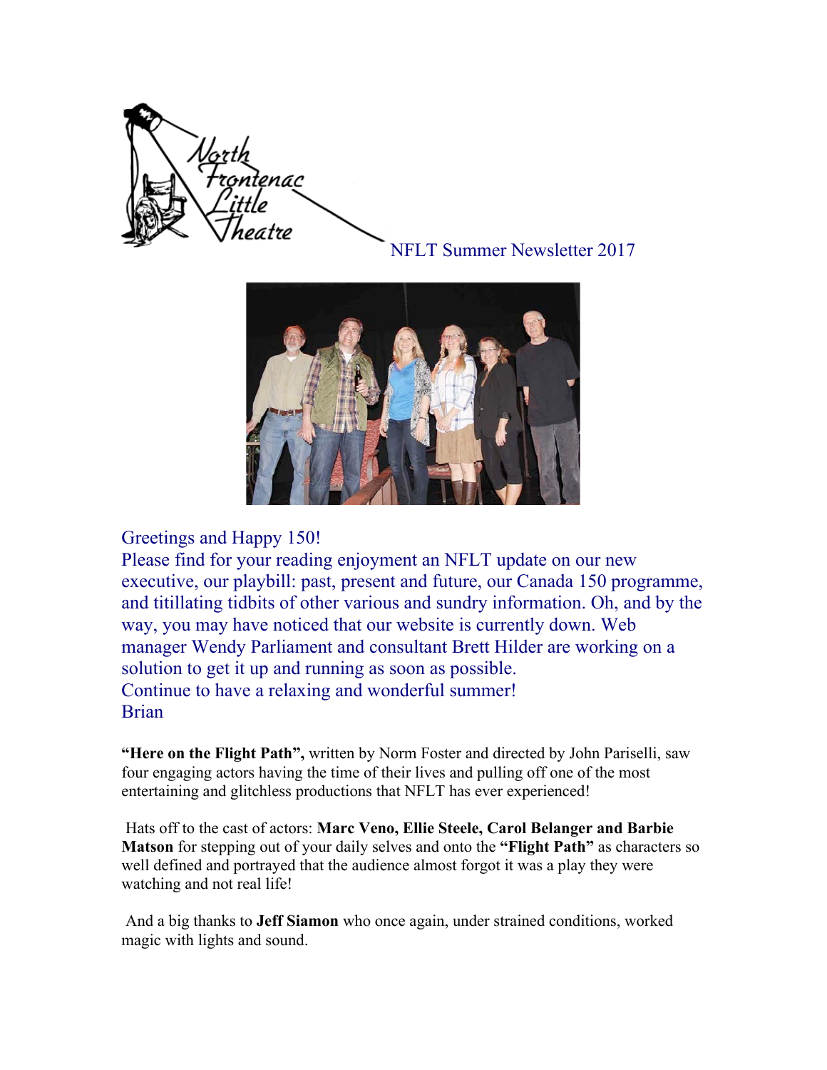North Frontenac Little Theatre

NFLT Summer Newsletter 2017

Greetings and Happy 150!
Please find for your reading enjoyment an NFLT update on our new executive, our playbill: past, present and future, our Canada 150 programme, and titillating tidbits of other various and sundry information. Oh, and by the way, you may have noticed that our website is currently down. Web manager Wendy Parliament and consultant Brett Hilder are working on a solution to get it up and running as soon as possible.
Continue to have a relaxing and wonderful summer!
Brian

**"Here on the Flight Path",** written by Norm Foster and directed by John Pariselli, saw four engaging actors having the time of their lives and pulling off one of the most entertaining and glitchless productions that NFLT has ever experienced!

Hats off to the cast of actors: **Marc Veno, Ellie Steele, Carol Belanger and Barbie Matson** for stepping out of your daily selves and onto the **"Flight Path"** as characters so well defined and portrayed that the audience almost forgot it was a play they were watching and not real life!

And a big thanks to **Jeff Siamon** who once again, under strained conditions, worked magic with lights and sound.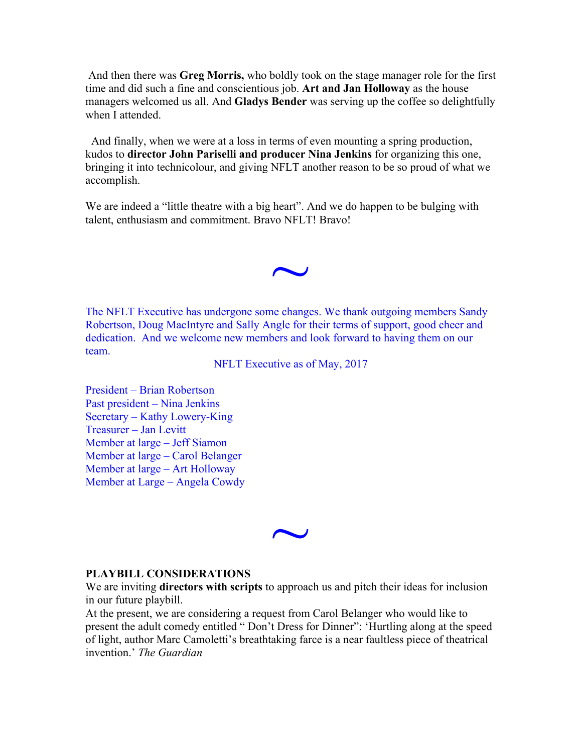And then there was **Greg Morris,** who boldly took on the stage manager role for the first time and did such a fine and conscientious job. **Art and Jan Holloway** as the house managers welcomed us all. And **Gladys Bender** was serving up the coffee so delightfully when I attended.

And finally, when we were at a loss in terms of even mounting a spring production, kudos to **director John Pariselli and producer Nina Jenkins** for organizing this one, bringing it into technicolour, and giving NFLT another reason to be so proud of what we accomplish.

We are indeed a "little theatre with a big heart". And we do happen to be bulging with talent, enthusiasm and commitment. Bravo NFLT! Bravo!

~

The NFLT Executive has undergone some changes. We thank outgoing members Sandy Robertson, Doug MacIntyre and Sally Angle for their terms of support, good cheer and dedication. And we welcome new members and look forward to having them on our team.

NFLT Executive as of May, 2017

President – Brian Robertson
Past president – Nina Jenkins
Secretary – Kathy Lowery-King
Treasurer – Jan Levitt
Member at large – Jeff Siamon
Member at large – Carol Belanger
Member at large – Art Holloway
Member at Large – Angela Cowdy

~

**PLAYBILL CONSIDERATIONS**

We are inviting **directors with scripts** to approach us and pitch their ideas for inclusion in our future playbill.

At the present, we are considering a request from Carol Belanger who would like to present the adult comedy entitled " Don't Dress for Dinner": 'Hurtling along at the speed of light, author Marc Camoletti's breathtaking farce is a near faultless piece of theatrical invention.' *The Guardian*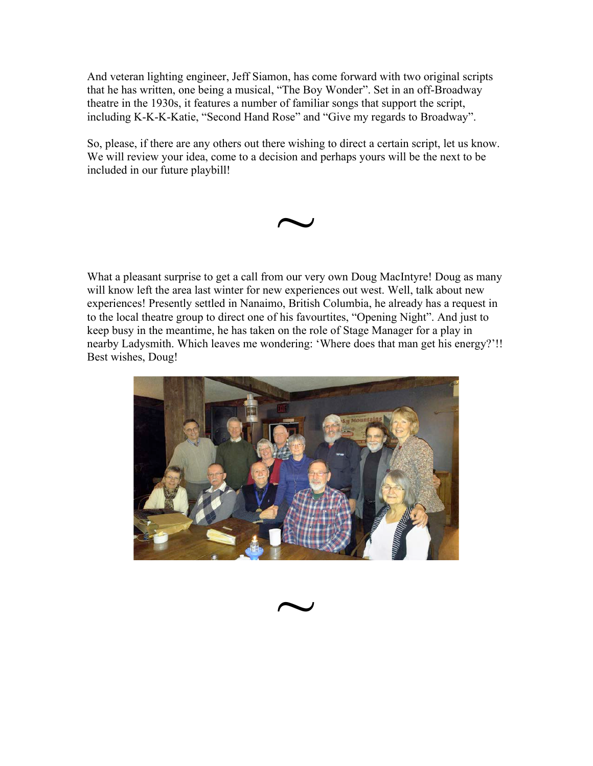And veteran lighting engineer, Jeff Siamon, has come forward with two original scripts that he has written, one being a musical, "The Boy Wonder". Set in an off-Broadway theatre in the 1930s, it features a number of familiar songs that support the script, including K-K-K-Katie, "Second Hand Rose" and "Give my regards to Broadway".

So, please, if there are any others out there wishing to direct a certain script, let us know. We will review your idea, come to a decision and perhaps yours will be the next to be included in our future playbill!

~

What a pleasant surprise to get a call from our very own Doug MacIntyre! Doug as many will know left the area last winter for new experiences out west. Well, talk about new experiences! Presently settled in Nanaimo, British Columbia, he already has a request in to the local theatre group to direct one of his favourtites, "Opening Night". And just to keep busy in the meantime, he has taken on the role of Stage Manager for a play in nearby Ladysmith. Which leaves me wondering: 'Where does that man get his energy?'!! Best wishes, Doug!

~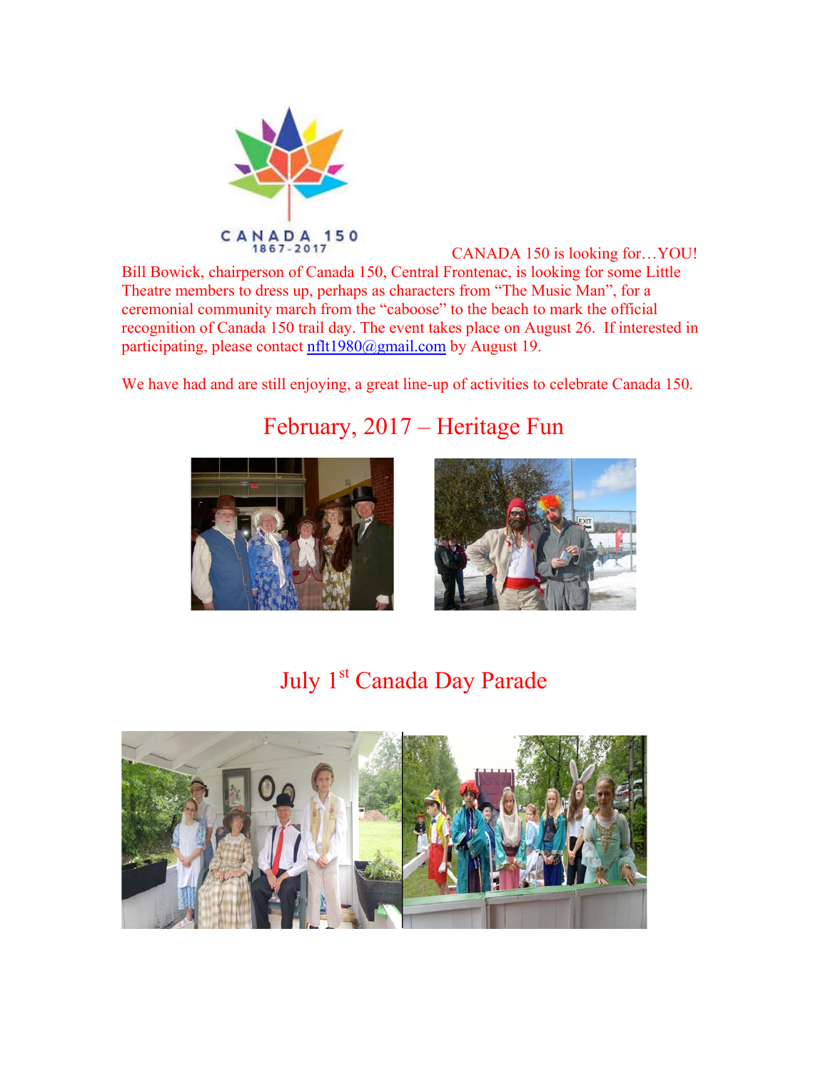CANADA 150
1867-2017

CANADA 150 is looking for…YOU!

Bill Bowick, chairperson of Canada 150, Central Frontenac, is looking for some Little Theatre members to dress up, perhaps as characters from "The Music Man", for a ceremonial community march from the "caboose" to the beach to mark the official recognition of Canada 150 trail day. The event takes place on August 26. If interested in participating, please contact nflt1980@gmail.com by August 19.

We have had and are still enjoying, a great line-up of activities to celebrate Canada 150.

## February, 2017 – Heritage Fun

## July 1st Canada Day Parade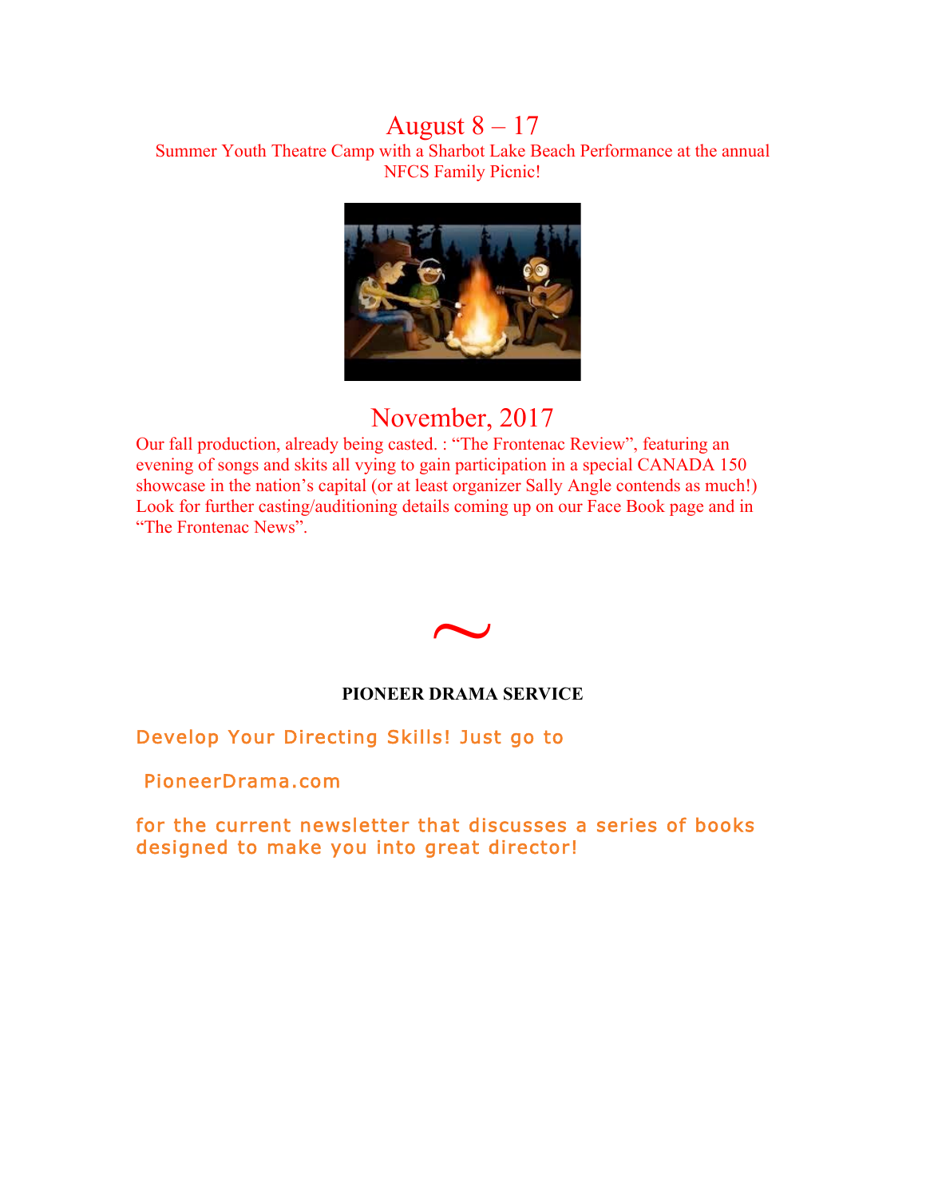## August 8 – 17

Summer Youth Theatre Camp with a Sharbot Lake Beach Performance at the annual NFCS Family Picnic!

## November, 2017

Our fall production, already being casted. : “The Frontenac Review”, featuring an evening of songs and skits all vying to gain participation in a special CANADA 150 showcase in the nation’s capital (or at least organizer Sally Angle contends as much!) Look for further casting/auditioning details coming up on our Face Book page and in “The Frontenac News”.

~

**PIONEER DRAMA SERVICE**

Develop Your Directing Skills! Just go to

PioneerDrama.com

for the current newsletter that discusses a series of books designed to make you into great director!